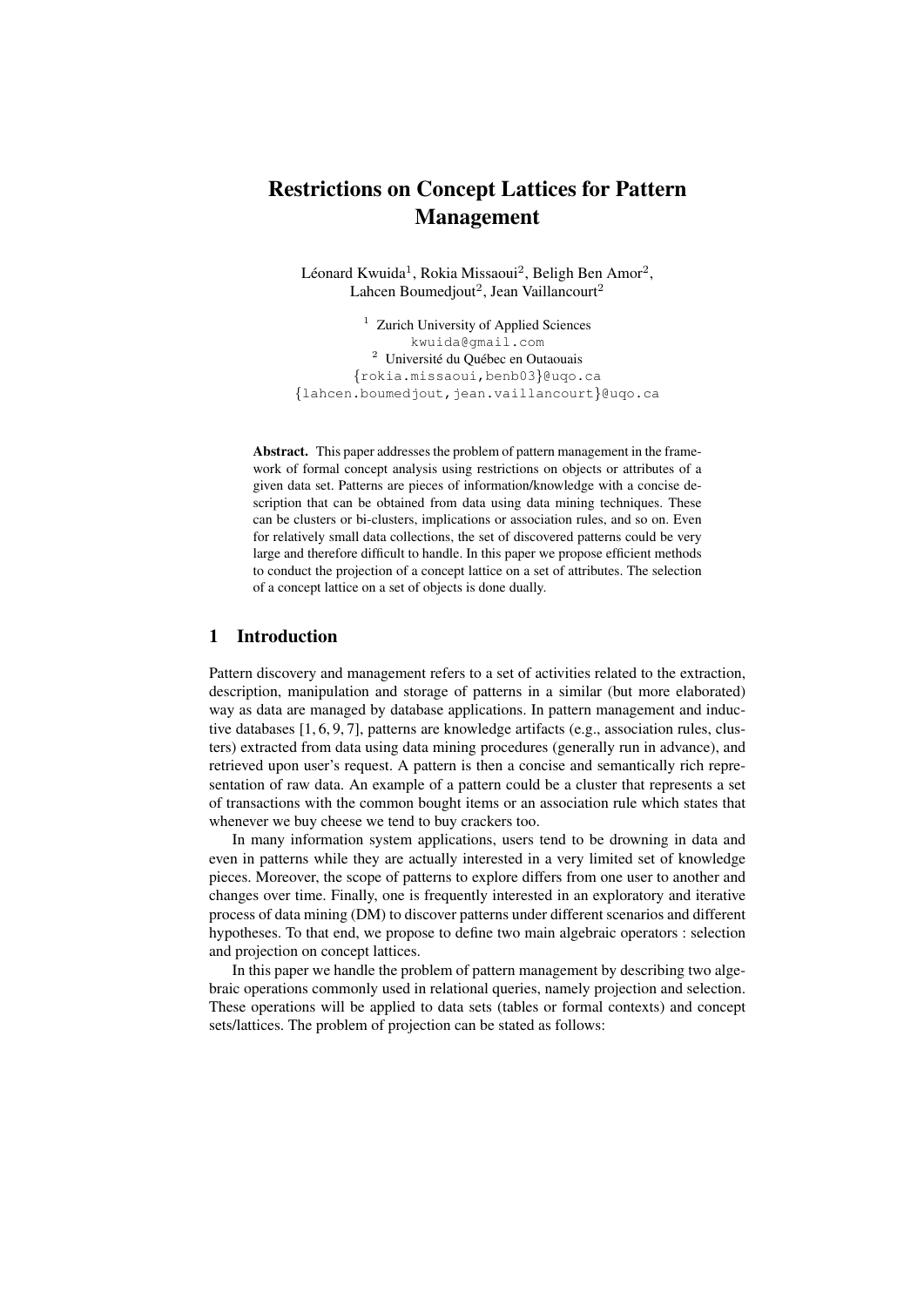# Restrictions on Concept Lattices for Pattern Management

Léonard Kwuida[1], Rokia Missaoui[2], Beligh Ben Amor[2], Lahcen Boumedjout[2], Jean Vaillancourt[2]

[1] Zurich University of Applied Sciences
kwuida@gmail.com
[2] Université du Québec en Outaouais
{rokia.missaoui,benb03}@uqo.ca
{lahcen.boumedjout,jean.vaillancourt}@uqo.ca

**Abstract.** This paper addresses the problem of pattern management in the framework of formal concept analysis using restrictions on objects or attributes of a given data set. Patterns are pieces of information/knowledge with a concise description that can be obtained from data using data mining techniques. These can be clusters or bi-clusters, implications or association rules, and so on. Even for relatively small data collections, the set of discovered patterns could be very large and therefore difficult to handle. In this paper we propose efficient methods to conduct the projection of a concept lattice on a set of attributes. The selection of a concept lattice on a set of objects is done dually.

## 1 Introduction

Pattern discovery and management refers to a set of activities related to the extraction, description, manipulation and storage of patterns in a similar (but more elaborated) way as data are managed by database applications. In pattern management and inductive databases [1, 6, 9, 7], patterns are knowledge artifacts (e.g., association rules, clusters) extracted from data using data mining procedures (generally run in advance), and retrieved upon user's request. A pattern is then a concise and semantically rich representation of raw data. An example of a pattern could be a cluster that represents a set of transactions with the common bought items or an association rule which states that whenever we buy cheese we tend to buy crackers too.

In many information system applications, users tend to be drowning in data and even in patterns while they are actually interested in a very limited set of knowledge pieces. Moreover, the scope of patterns to explore differs from one user to another and changes over time. Finally, one is frequently interested in an exploratory and iterative process of data mining (DM) to discover patterns under different scenarios and different hypotheses. To that end, we propose to define two main algebraic operators : selection and projection on concept lattices.

In this paper we handle the problem of pattern management by describing two algebraic operations commonly used in relational queries, namely projection and selection. These operations will be applied to data sets (tables or formal contexts) and concept sets/lattices. The problem of projection can be stated as follows: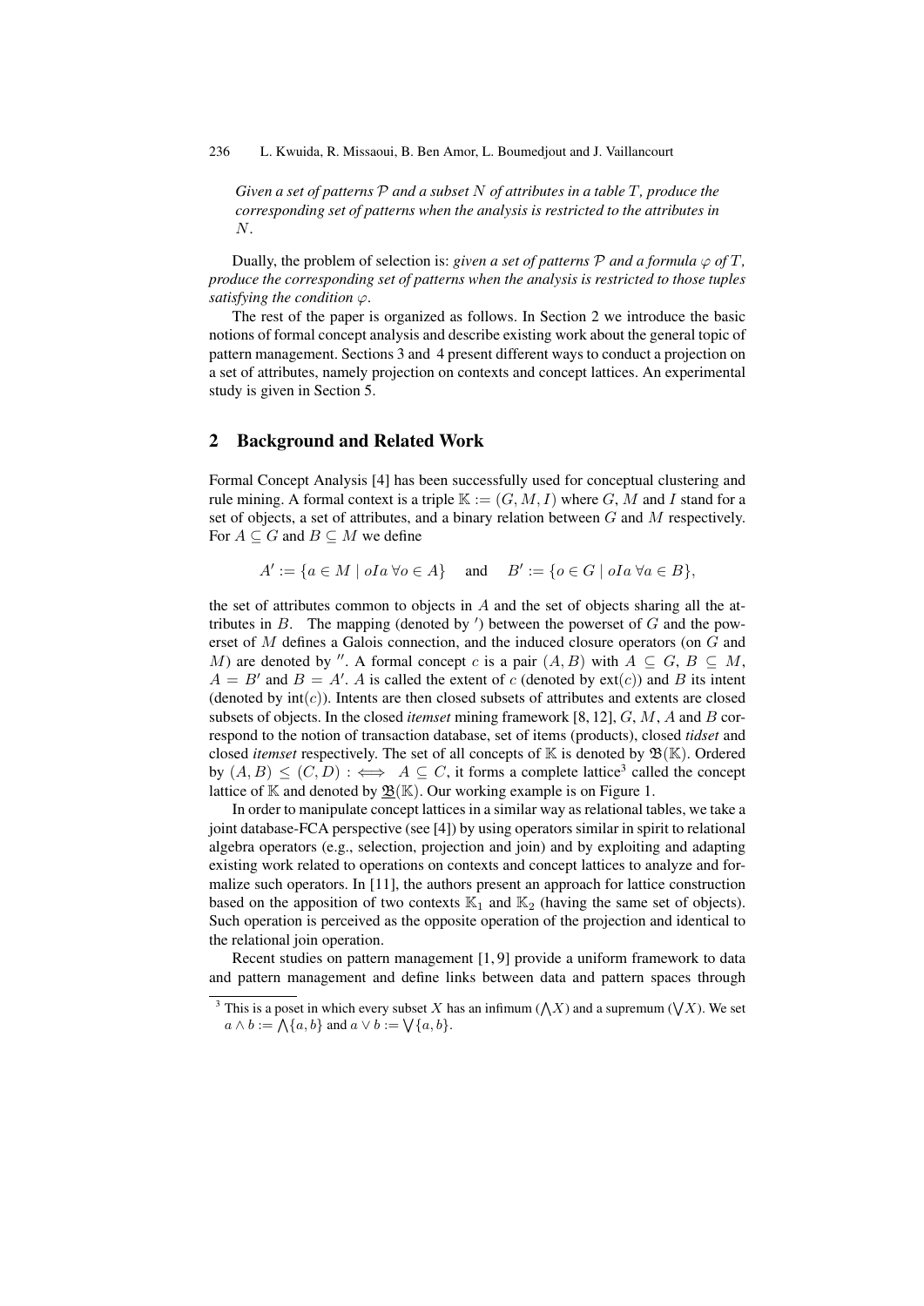*Given a set of patterns $\mathcal{P}$ and a subset $N$ of attributes in a table $T$, produce the corresponding set of patterns when the analysis is restricted to the attributes in $N$.*

Dually, the problem of selection is: *given a set of patterns $\mathcal{P}$ and a formula $\varphi$ of $T$, produce the corresponding set of patterns when the analysis is restricted to those tuples satisfying the condition $\varphi$.*

The rest of the paper is organized as follows. In Section 2 we introduce the basic notions of formal concept analysis and describe existing work about the general topic of pattern management. Sections 3 and 4 present different ways to conduct a projection on a set of attributes, namely projection on contexts and concept lattices. An experimental study is given in Section 5.

## 2 Background and Related Work

Formal Concept Analysis [4] has been successfully used for conceptual clustering and rule mining. A formal context is a triple $\mathbb{K} := (G, M, I)$ where $G$, $M$ and $I$ stand for a set of objects, a set of attributes, and a binary relation between $G$ and $M$ respectively. For $A \subseteq G$ and $B \subseteq M$ we define

$$A' := \{a \in M \mid oIa \; \forall o \in A\} \quad \text{and} \quad B' := \{o \in G \mid oIa \; \forall a \in B\},$$

the set of attributes common to objects in $A$ and the set of objects sharing all the attributes in $B$. The mapping (denoted by $'$) between the powerset of $G$ and the powerset of $M$ defines a Galois connection, and the induced closure operators (on $G$ and $M$) are denoted by $''$. A formal concept $c$ is a pair $(A, B)$ with $A \subseteq G$, $B \subseteq M$, $A = B'$ and $B = A'$. $A$ is called the extent of $c$ (denoted by $\text{ext}(c)$) and $B$ its intent (denoted by $\text{int}(c)$). Intents are then closed subsets of attributes and extents are closed subsets of objects. In the closed *itemset* mining framework [8, 12], $G$, $M$, $A$ and $B$ correspond to the notion of transaction database, set of items (products), closed *tidset* and closed *itemset* respectively. The set of all concepts of $\mathbb{K}$ is denoted by $\mathfrak{B}(\mathbb{K})$. Ordered by $(A, B) \leq (C, D) :\iff A \subseteq C$, it forms a complete lattice[3] called the concept lattice of $\mathbb{K}$ and denoted by $\underline{\mathfrak{B}}(\mathbb{K})$. Our working example is on Figure 1.

In order to manipulate concept lattices in a similar way as relational tables, we take a joint database-FCA perspective (see [4]) by using operators similar in spirit to relational algebra operators (e.g., selection, projection and join) and by exploiting and adapting existing work related to operations on contexts and concept lattices to analyze and formalize such operators. In [11], the authors present an approach for lattice construction based on the apposition of two contexts $\mathbb{K}_1$ and $\mathbb{K}_2$ (having the same set of objects). Such operation is perceived as the opposite operation of the projection and identical to the relational join operation.

Recent studies on pattern management [1, 9] provide a uniform framework to data and pattern management and define links between data and pattern spaces through

[3] This is a poset in which every subset $X$ has an infimum ($\bigwedge X$) and a supremum ($\bigvee X$). We set $a \wedge b := \bigwedge\{a, b\}$ and $a \vee b := \bigvee\{a, b\}$.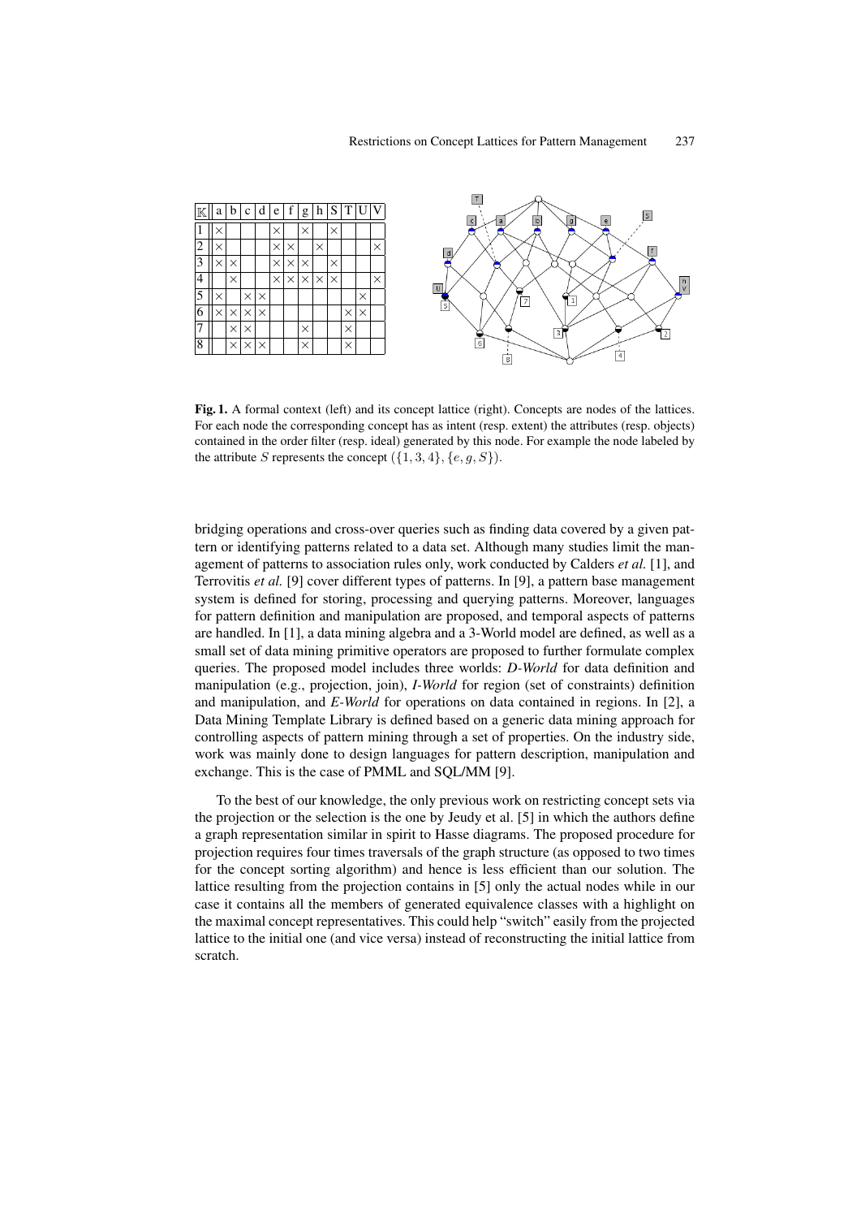| $\mathbb{K}$ | a | b | c | d | e | f | g | h | S | T | U | V |
|---|---|---|---|---|---|---|---|---|---|---|---|---|
| 1 | × | | | | × | | × | | × | | | |
| 2 | × | | | | × | × | | × | | | | × |
| 3 | × | × | | | × | × | × | | × | | | |
| 4 | | × | | | × | × | × | × | × | | | × |
| 5 | × | | × | × | | | | | | | × | |
| 6 | × | × | × | × | | | | | | × | × | |
| 7 | | × | × | | | | × | | | × | | |
| 8 | | × | × | × | | | × | | | × | | |

**Fig. 1.** A formal context (left) and its concept lattice (right). Concepts are nodes of the lattices. For each node the corresponding concept has as intent (resp. extent) the attributes (resp. objects) contained in the order filter (resp. ideal) generated by this node. For example the node labeled by the attribute $S$ represents the concept $(\{1, 3, 4\}, \{e, g, S\})$.

bridging operations and cross-over queries such as finding data covered by a given pattern or identifying patterns related to a data set. Although many studies limit the management of patterns to association rules only, work conducted by Calders *et al.* [1], and Terrovitis *et al.* [9] cover different types of patterns. In [9], a pattern base management system is defined for storing, processing and querying patterns. Moreover, languages for pattern definition and manipulation are proposed, and temporal aspects of patterns are handled. In [1], a data mining algebra and a 3-World model are defined, as well as a small set of data mining primitive operators are proposed to further formulate complex queries. The proposed model includes three worlds: *D-World* for data definition and manipulation (e.g., projection, join), *I-World* for region (set of constraints) definition and manipulation, and *E-World* for operations on data contained in regions. In [2], a Data Mining Template Library is defined based on a generic data mining approach for controlling aspects of pattern mining through a set of properties. On the industry side, work was mainly done to design languages for pattern description, manipulation and exchange. This is the case of PMML and SQL/MM [9].

To the best of our knowledge, the only previous work on restricting concept sets via the projection or the selection is the one by Jeudy et al. [5] in which the authors define a graph representation similar in spirit to Hasse diagrams. The proposed procedure for projection requires four times traversals of the graph structure (as opposed to two times for the concept sorting algorithm) and hence is less efficient than our solution. The lattice resulting from the projection contains in [5] only the actual nodes while in our case it contains all the members of generated equivalence classes with a highlight on the maximal concept representatives. This could help "switch" easily from the projected lattice to the initial one (and vice versa) instead of reconstructing the initial lattice from scratch.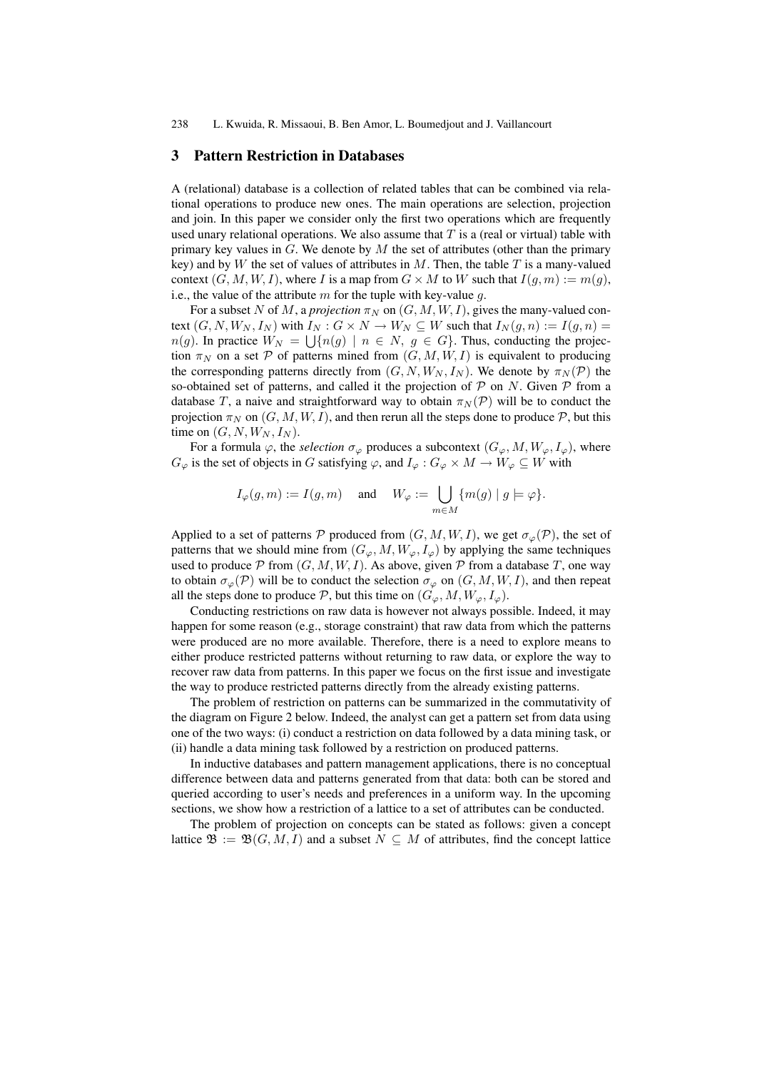## 3 Pattern Restriction in Databases

A (relational) database is a collection of related tables that can be combined via relational operations to produce new ones. The main operations are selection, projection and join. In this paper we consider only the first two operations which are frequently used unary relational operations. We also assume that $T$ is a (real or virtual) table with primary key values in $G$. We denote by $M$ the set of attributes (other than the primary key) and by $W$ the set of values of attributes in $M$. Then, the table $T$ is a many-valued context $(G, M, W, I)$, where $I$ is a map from $G \times M$ to $W$ such that $I(g, m) := m(g)$, i.e., the value of the attribute $m$ for the tuple with key-value $g$.

For a subset $N$ of $M$, a *projection* $\pi_N$ on $(G, M, W, I)$, gives the many-valued context $(G, N, W_N, I_N)$ with $I_N : G \times N \to W_N \subseteq W$ such that $I_N(g, n) := I(g, n) = n(g)$. In practice $W_N = \bigcup\{n(g) \mid n \in N,\ g \in G\}$. Thus, conducting the projection $\pi_N$ on a set $\mathcal{P}$ of patterns mined from $(G, M, W, I)$ is equivalent to producing the corresponding patterns directly from $(G, N, W_N, I_N)$. We denote by $\pi_N(\mathcal{P})$ the so-obtained set of patterns, and called it the projection of $\mathcal{P}$ on $N$. Given $\mathcal{P}$ from a database $T$, a naive and straightforward way to obtain $\pi_N(\mathcal{P})$ will be to conduct the projection $\pi_N$ on $(G, M, W, I)$, and then rerun all the steps done to produce $\mathcal{P}$, but this time on $(G, N, W_N, I_N)$.

For a formula $\varphi$, the *selection* $\sigma_\varphi$ produces a subcontext $(G_\varphi, M, W_\varphi, I_\varphi)$, where $G_\varphi$ is the set of objects in $G$ satisfying $\varphi$, and $I_\varphi : G_\varphi \times M \to W_\varphi \subseteq W$ with

$$I_\varphi(g, m) := I(g, m) \quad \text{and} \quad W_\varphi := \bigcup_{m \in M} \{m(g) \mid g \models \varphi\}.$$

Applied to a set of patterns $\mathcal{P}$ produced from $(G, M, W, I)$, we get $\sigma_\varphi(\mathcal{P})$, the set of patterns that we should mine from $(G_\varphi, M, W_\varphi, I_\varphi)$ by applying the same techniques used to produce $\mathcal{P}$ from $(G, M, W, I)$. As above, given $\mathcal{P}$ from a database $T$, one way to obtain $\sigma_\varphi(\mathcal{P})$ will be to conduct the selection $\sigma_\varphi$ on $(G, M, W, I)$, and then repeat all the steps done to produce $\mathcal{P}$, but this time on $(G_\varphi, M, W_\varphi, I_\varphi)$.

Conducting restrictions on raw data is however not always possible. Indeed, it may happen for some reason (e.g., storage constraint) that raw data from which the patterns were produced are no more available. Therefore, there is a need to explore means to either produce restricted patterns without returning to raw data, or explore the way to recover raw data from patterns. In this paper we focus on the first issue and investigate the way to produce restricted patterns directly from the already existing patterns.

The problem of restriction on patterns can be summarized in the commutativity of the diagram on Figure 2 below. Indeed, the analyst can get a pattern set from data using one of the two ways: (i) conduct a restriction on data followed by a data mining task, or (ii) handle a data mining task followed by a restriction on produced patterns.

In inductive databases and pattern management applications, there is no conceptual difference between data and patterns generated from that data: both can be stored and queried according to user's needs and preferences in a uniform way. In the upcoming sections, we show how a restriction of a lattice to a set of attributes can be conducted.

The problem of projection on concepts can be stated as follows: given a concept lattice $\mathfrak{B} := \mathfrak{B}(G, M, I)$ and a subset $N \subseteq M$ of attributes, find the concept lattice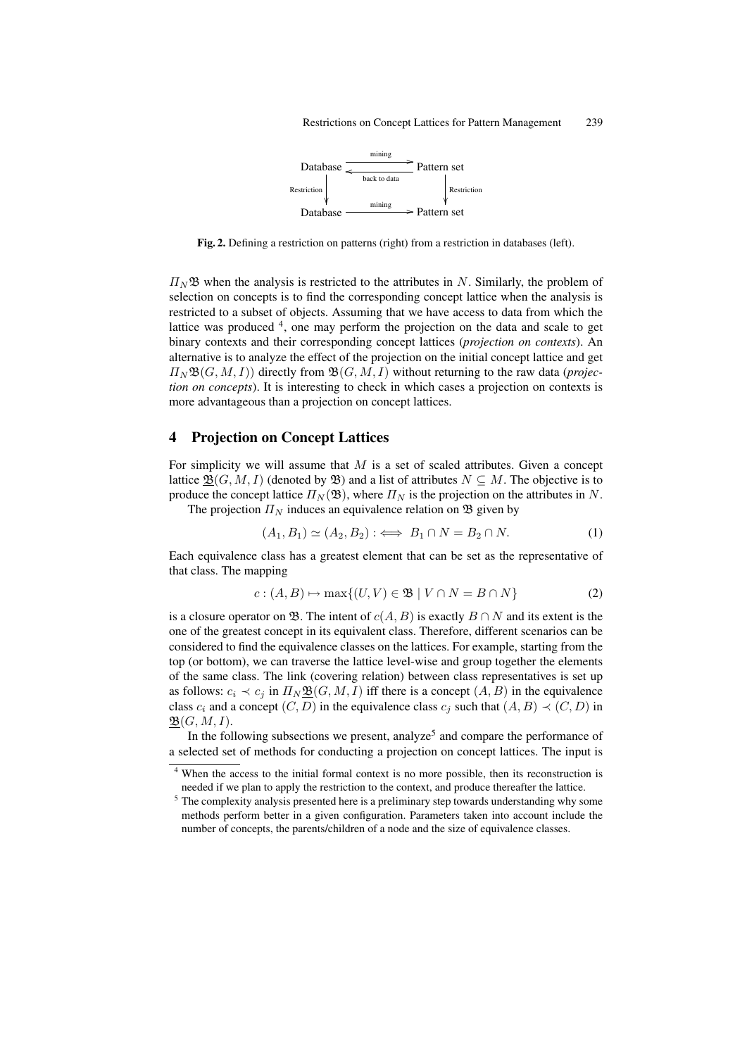Fig. 2. Defining a restriction on patterns (right) from a restriction in databases (left).

$\Pi_N \mathfrak{B}$ when the analysis is restricted to the attributes in $N$. Similarly, the problem of selection on concepts is to find the corresponding concept lattice when the analysis is restricted to a subset of objects. Assuming that we have access to data from which the lattice was produced [4], one may perform the projection on the data and scale to get binary contexts and their corresponding concept lattices (*projection on contexts*). An alternative is to analyze the effect of the projection on the initial concept lattice and get $\Pi_N \mathfrak{B}(G, M, I))$ directly from $\mathfrak{B}(G, M, I)$ without returning to the raw data (*projection on concepts*). It is interesting to check in which cases a projection on contexts is more advantageous than a projection on concept lattices.

## 4 Projection on Concept Lattices

For simplicity we will assume that $M$ is a set of scaled attributes. Given a concept lattice $\underline{\mathfrak{B}}(G, M, I)$ (denoted by $\mathfrak{B}$) and a list of attributes $N \subseteq M$. The objective is to produce the concept lattice $\Pi_N(\mathfrak{B})$, where $\Pi_N$ is the projection on the attributes in $N$.

The projection $\Pi_N$ induces an equivalence relation on $\mathfrak{B}$ given by

$$(A_1, B_1) \simeq (A_2, B_2) :\iff B_1 \cap N = B_2 \cap N. \tag{1}$$

Each equivalence class has a greatest element that can be set as the representative of that class. The mapping

$$c : (A, B) \mapsto \max\{(U, V) \in \mathfrak{B} \mid V \cap N = B \cap N\} \tag{2}$$

is a closure operator on $\mathfrak{B}$. The intent of $c(A, B)$ is exactly $B \cap N$ and its extent is the one of the greatest concept in its equivalent class. Therefore, different scenarios can be considered to find the equivalence classes on the lattices. For example, starting from the top (or bottom), we can traverse the lattice level-wise and group together the elements of the same class. The link (covering relation) between class representatives is set up as follows: $c_i \prec c_j$ in $\Pi_N \underline{\mathfrak{B}}(G, M, I)$ iff there is a concept $(A, B)$ in the equivalence class $c_i$ and a concept $(C, D)$ in the equivalence class $c_j$ such that $(A, B) \prec (C, D)$ in $\underline{\mathfrak{B}}(G, M, I)$.

In the following subsections we present, analyze[5] and compare the performance of a selected set of methods for conducting a projection on concept lattices. The input is

[4] When the access to the initial formal context is no more possible, then its reconstruction is needed if we plan to apply the restriction to the context, and produce thereafter the lattice.

[5] The complexity analysis presented here is a preliminary step towards understanding why some methods perform better in a given configuration. Parameters taken into account include the number of concepts, the parents/children of a node and the size of equivalence classes.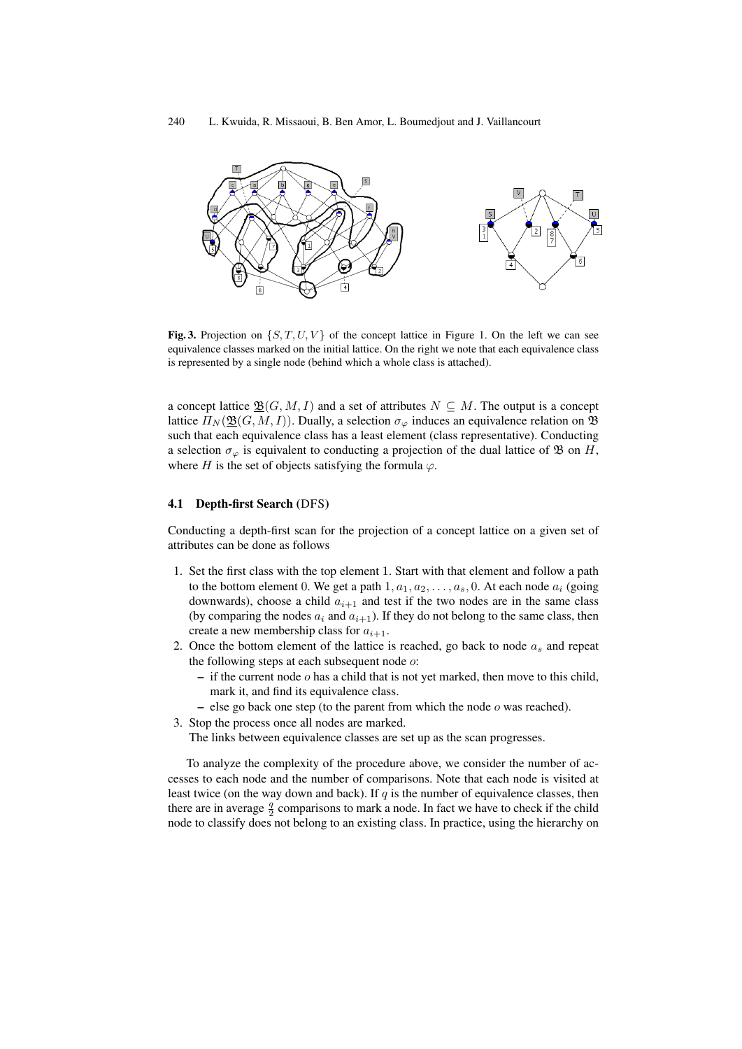**Fig. 3.** Projection on $\{S, T, U, V\}$ of the concept lattice in Figure 1. On the left we can see equivalence classes marked on the initial lattice. On the right we note that each equivalence class is represented by a single node (behind which a whole class is attached).

a concept lattice $\underline{\mathfrak{B}}(G, M, I)$ and a set of attributes $N \subseteq M$. The output is a concept lattice $\Pi_N(\underline{\mathfrak{B}}(G, M, I))$. Dually, a selection $\sigma_\varphi$ induces an equivalence relation on $\mathfrak{B}$ such that each equivalence class has a least element (class representative). Conducting a selection $\sigma_\varphi$ is equivalent to conducting a projection of the dual lattice of $\mathfrak{B}$ on $H$, where $H$ is the set of objects satisfying the formula $\varphi$.

### 4.1 Depth-first Search (DFS)

Conducting a depth-first scan for the projection of a concept lattice on a given set of attributes can be done as follows

1. Set the first class with the top element 1. Start with that element and follow a path to the bottom element 0. We get a path $1, a_1, a_2, \ldots, a_s, 0$. At each node $a_i$ (going downwards), choose a child $a_{i+1}$ and test if the two nodes are in the same class (by comparing the nodes $a_i$ and $a_{i+1}$). If they do not belong to the same class, then create a new membership class for $a_{i+1}$.
2. Once the bottom element of the lattice is reached, go back to node $a_s$ and repeat the following steps at each subsequent node $o$:
   - if the current node $o$ has a child that is not yet marked, then move to this child, mark it, and find its equivalence class.
   - else go back one step (to the parent from which the node $o$ was reached).
3. Stop the process once all nodes are marked.
   The links between equivalence classes are set up as the scan progresses.

To analyze the complexity of the procedure above, we consider the number of accesses to each node and the number of comparisons. Note that each node is visited at least twice (on the way down and back). If $q$ is the number of equivalence classes, then there are in average $\frac{q}{2}$ comparisons to mark a node. In fact we have to check if the child node to classify does not belong to an existing class. In practice, using the hierarchy on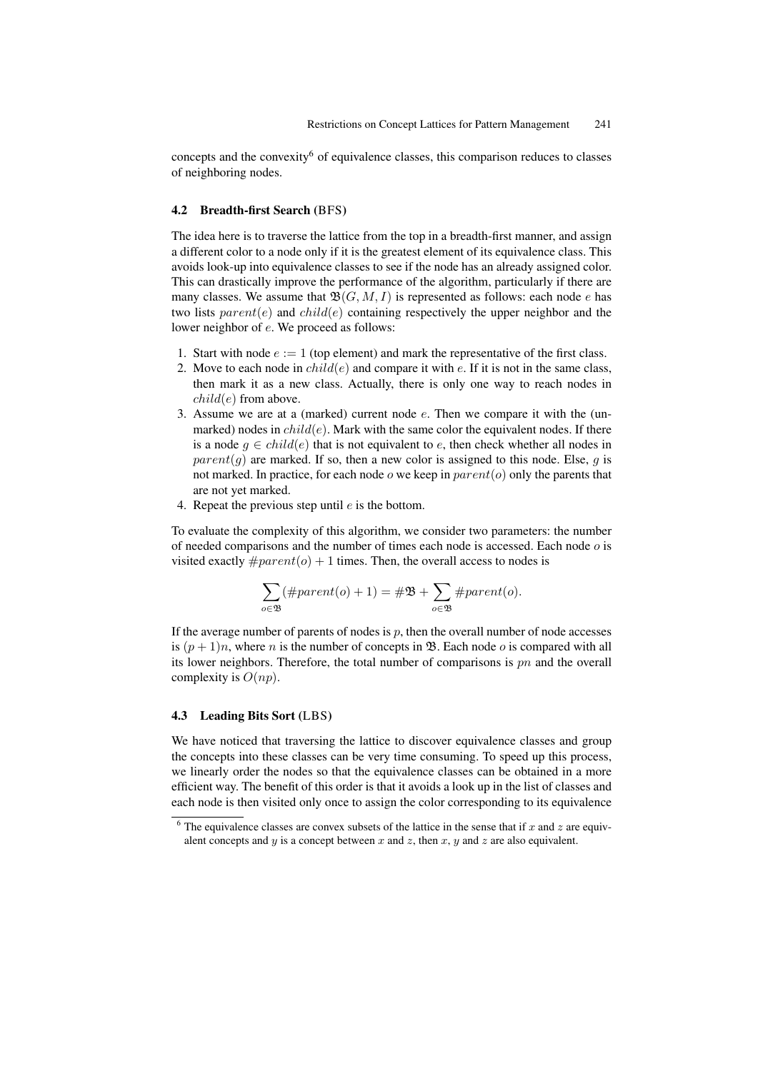concepts and the convexity[6] of equivalence classes, this comparison reduces to classes of neighboring nodes.

### 4.2 Breadth-first Search (BFS)

The idea here is to traverse the lattice from the top in a breadth-first manner, and assign a different color to a node only if it is the greatest element of its equivalence class. This avoids look-up into equivalence classes to see if the node has an already assigned color. This can drastically improve the performance of the algorithm, particularly if there are many classes. We assume that $\mathfrak{B}(G, M, I)$ is represented as follows: each node $e$ has two lists $parent(e)$ and $child(e)$ containing respectively the upper neighbor and the lower neighbor of $e$. We proceed as follows:

1. Start with node $e := 1$ (top element) and mark the representative of the first class.
2. Move to each node in $child(e)$ and compare it with $e$. If it is not in the same class, then mark it as a new class. Actually, there is only one way to reach nodes in $child(e)$ from above.
3. Assume we are at a (marked) current node $e$. Then we compare it with the (unmarked) nodes in $child(e)$. Mark with the same color the equivalent nodes. If there is a node $g \in child(e)$ that is not equivalent to $e$, then check whether all nodes in $parent(g)$ are marked. If so, then a new color is assigned to this node. Else, $g$ is not marked. In practice, for each node $o$ we keep in $parent(o)$ only the parents that are not yet marked.
4. Repeat the previous step until $e$ is the bottom.

To evaluate the complexity of this algorithm, we consider two parameters: the number of needed comparisons and the number of times each node is accessed. Each node $o$ is visited exactly $\#parent(o) + 1$ times. Then, the overall access to nodes is

$$\sum_{o \in \mathfrak{B}} (\#parent(o) + 1) = \#\mathfrak{B} + \sum_{o \in \mathfrak{B}} \#parent(o).$$

If the average number of parents of nodes is $p$, then the overall number of node accesses is $(p + 1)n$, where $n$ is the number of concepts in $\mathfrak{B}$. Each node $o$ is compared with all its lower neighbors. Therefore, the total number of comparisons is $pn$ and the overall complexity is $O(np)$.

### 4.3 Leading Bits Sort (LBS)

We have noticed that traversing the lattice to discover equivalence classes and group the concepts into these classes can be very time consuming. To speed up this process, we linearly order the nodes so that the equivalence classes can be obtained in a more efficient way. The benefit of this order is that it avoids a look up in the list of classes and each node is then visited only once to assign the color corresponding to its equivalence

[6] The equivalence classes are convex subsets of the lattice in the sense that if $x$ and $z$ are equivalent concepts and $y$ is a concept between $x$ and $z$, then $x$, $y$ and $z$ are also equivalent.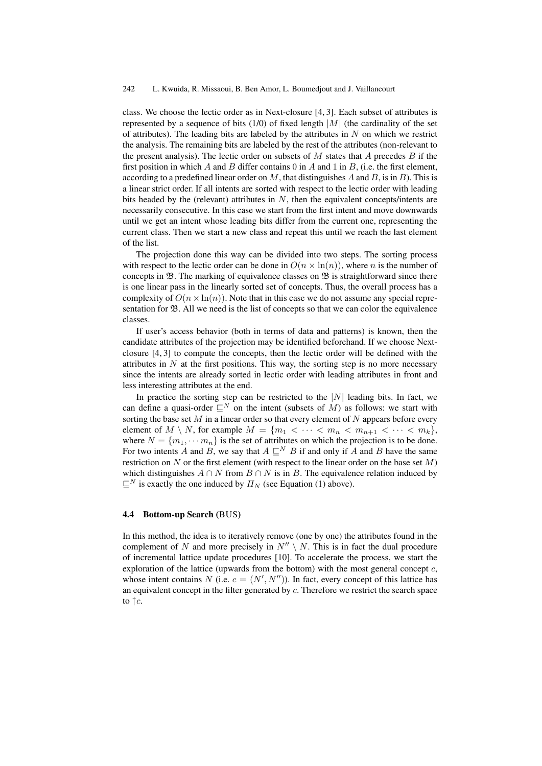class. We choose the lectic order as in Next-closure [4, 3]. Each subset of attributes is represented by a sequence of bits (1/0) of fixed length $|M|$ (the cardinality of the set of attributes). The leading bits are labeled by the attributes in $N$ on which we restrict the analysis. The remaining bits are labeled by the rest of the attributes (non-relevant to the present analysis). The lectic order on subsets of $M$ states that $A$ precedes $B$ if the first position in which $A$ and $B$ differ contains 0 in $A$ and 1 in $B$, (i.e. the first element, according to a predefined linear order on $M$, that distinguishes $A$ and $B$, is in $B$). This is a linear strict order. If all intents are sorted with respect to the lectic order with leading bits headed by the (relevant) attributes in $N$, then the equivalent concepts/intents are necessarily consecutive. In this case we start from the first intent and move downwards until we get an intent whose leading bits differ from the current one, representing the current class. Then we start a new class and repeat this until we reach the last element of the list.

The projection done this way can be divided into two steps. The sorting process with respect to the lectic order can be done in $O(n \times \ln(n))$, where $n$ is the number of concepts in $\mathfrak{B}$. The marking of equivalence classes on $\mathfrak{B}$ is straightforward since there is one linear pass in the linearly sorted set of concepts. Thus, the overall process has a complexity of $O(n \times \ln(n))$. Note that in this case we do not assume any special representation for $\mathfrak{B}$. All we need is the list of concepts so that we can color the equivalence classes.

If user's access behavior (both in terms of data and patterns) is known, then the candidate attributes of the projection may be identified beforehand. If we choose Next-closure [4, 3] to compute the concepts, then the lectic order will be defined with the attributes in $N$ at the first positions. This way, the sorting step is no more necessary since the intents are already sorted in lectic order with leading attributes in front and less interesting attributes at the end.

In practice the sorting step can be restricted to the $|N|$ leading bits. In fact, we can define a quasi-order $\sqsubseteq^N$ on the intent (subsets of $M$) as follows: we start with sorting the base set $M$ in a linear order so that every element of $N$ appears before every element of $M \setminus N$, for example $M = \{m_1 < \cdots < m_n < m_{n+1} < \cdots < m_k\}$, where $N = \{m_1, \cdots m_n\}$ is the set of attributes on which the projection is to be done. For two intents $A$ and $B$, we say that $A \sqsubseteq^N B$ if and only if $A$ and $B$ have the same restriction on $N$ or the first element (with respect to the linear order on the base set $M$) which distinguishes $A \cap N$ from $B \cap N$ is in $B$. The equivalence relation induced by $\sqsubseteq^N$ is exactly the one induced by $\Pi_N$ (see Equation (1) above).

### 4.4 Bottom-up Search (BUS)

In this method, the idea is to iteratively remove (one by one) the attributes found in the complement of $N$ and more precisely in $N'' \setminus N$. This is in fact the dual procedure of incremental lattice update procedures [10]. To accelerate the process, we start the exploration of the lattice (upwards from the bottom) with the most general concept $c$, whose intent contains $N$ (i.e. $c = (N', N'')$). In fact, every concept of this lattice has an equivalent concept in the filter generated by $c$. Therefore we restrict the search space to $\uparrow c$.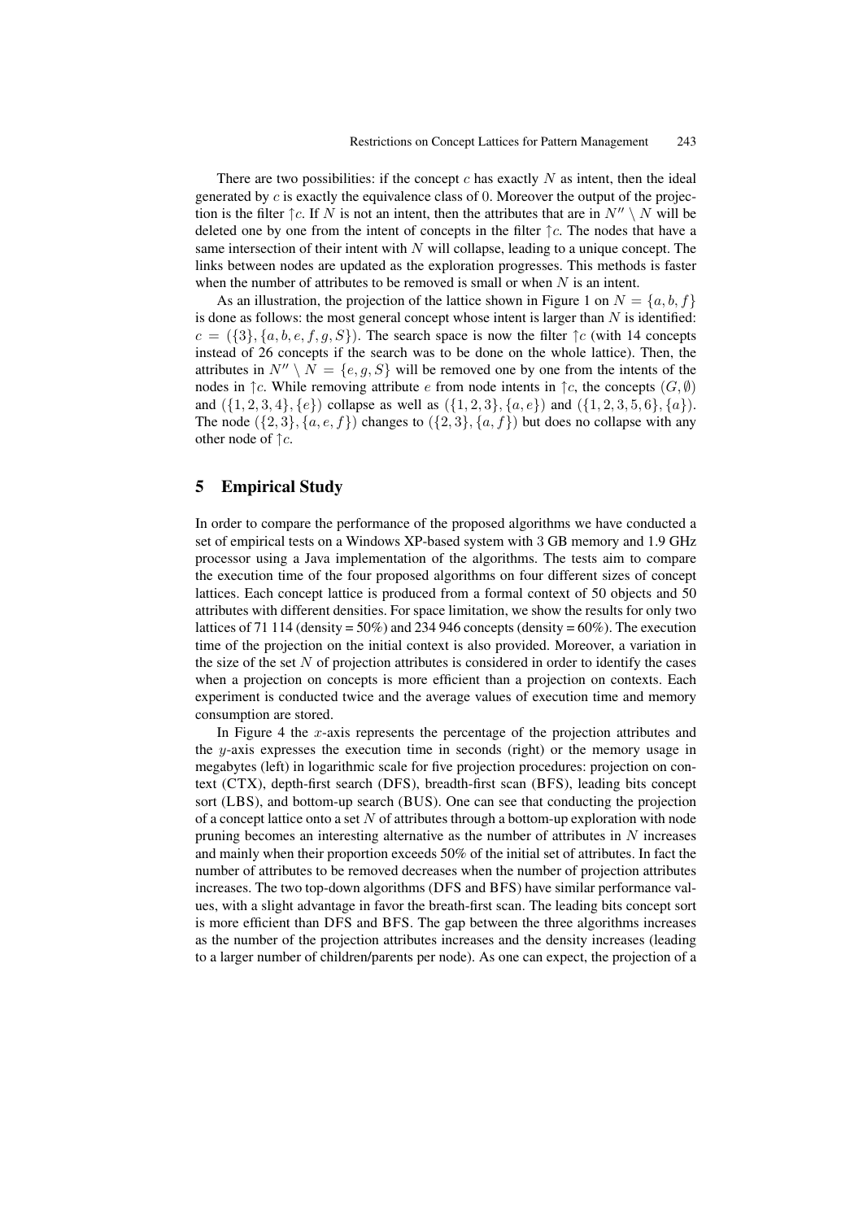There are two possibilities: if the concept $c$ has exactly $N$ as intent, then the ideal generated by $c$ is exactly the equivalence class of 0. Moreover the output of the projection is the filter $\uparrow c$. If $N$ is not an intent, then the attributes that are in $N'' \setminus N$ will be deleted one by one from the intent of concepts in the filter $\uparrow c$. The nodes that have a same intersection of their intent with $N$ will collapse, leading to a unique concept. The links between nodes are updated as the exploration progresses. This methods is faster when the number of attributes to be removed is small or when $N$ is an intent.

As an illustration, the projection of the lattice shown in Figure 1 on $N = \{a, b, f\}$ is done as follows: the most general concept whose intent is larger than $N$ is identified: $c = (\{3\}, \{a, b, e, f, g, S\})$. The search space is now the filter $\uparrow c$ (with 14 concepts instead of 26 concepts if the search was to be done on the whole lattice). Then, the attributes in $N'' \setminus N = \{e, g, S\}$ will be removed one by one from the intents of the nodes in $\uparrow c$. While removing attribute $e$ from node intents in $\uparrow c$, the concepts $(G, \emptyset)$ and $(\{1, 2, 3, 4\}, \{e\})$ collapse as well as $(\{1, 2, 3\}, \{a, e\})$ and $(\{1, 2, 3, 5, 6\}, \{a\})$. The node $(\{2, 3\}, \{a, e, f\})$ changes to $(\{2, 3\}, \{a, f\})$ but does no collapse with any other node of $\uparrow c$.

## 5 Empirical Study

In order to compare the performance of the proposed algorithms we have conducted a set of empirical tests on a Windows XP-based system with 3 GB memory and 1.9 GHz processor using a Java implementation of the algorithms. The tests aim to compare the execution time of the four proposed algorithms on four different sizes of concept lattices. Each concept lattice is produced from a formal context of 50 objects and 50 attributes with different densities. For space limitation, we show the results for only two lattices of 71 114 (density = 50%) and 234 946 concepts (density = 60%). The execution time of the projection on the initial context is also provided. Moreover, a variation in the size of the set $N$ of projection attributes is considered in order to identify the cases when a projection on concepts is more efficient than a projection on contexts. Each experiment is conducted twice and the average values of execution time and memory consumption are stored.

In Figure 4 the $x$-axis represents the percentage of the projection attributes and the $y$-axis expresses the execution time in seconds (right) or the memory usage in megabytes (left) in logarithmic scale for five projection procedures: projection on context (CTX), depth-first search (DFS), breadth-first scan (BFS), leading bits concept sort (LBS), and bottom-up search (BUS). One can see that conducting the projection of a concept lattice onto a set $N$ of attributes through a bottom-up exploration with node pruning becomes an interesting alternative as the number of attributes in $N$ increases and mainly when their proportion exceeds 50% of the initial set of attributes. In fact the number of attributes to be removed decreases when the number of projection attributes increases. The two top-down algorithms (DFS and BFS) have similar performance values, with a slight advantage in favor the breath-first scan. The leading bits concept sort is more efficient than DFS and BFS. The gap between the three algorithms increases as the number of the projection attributes increases and the density increases (leading to a larger number of children/parents per node). As one can expect, the projection of a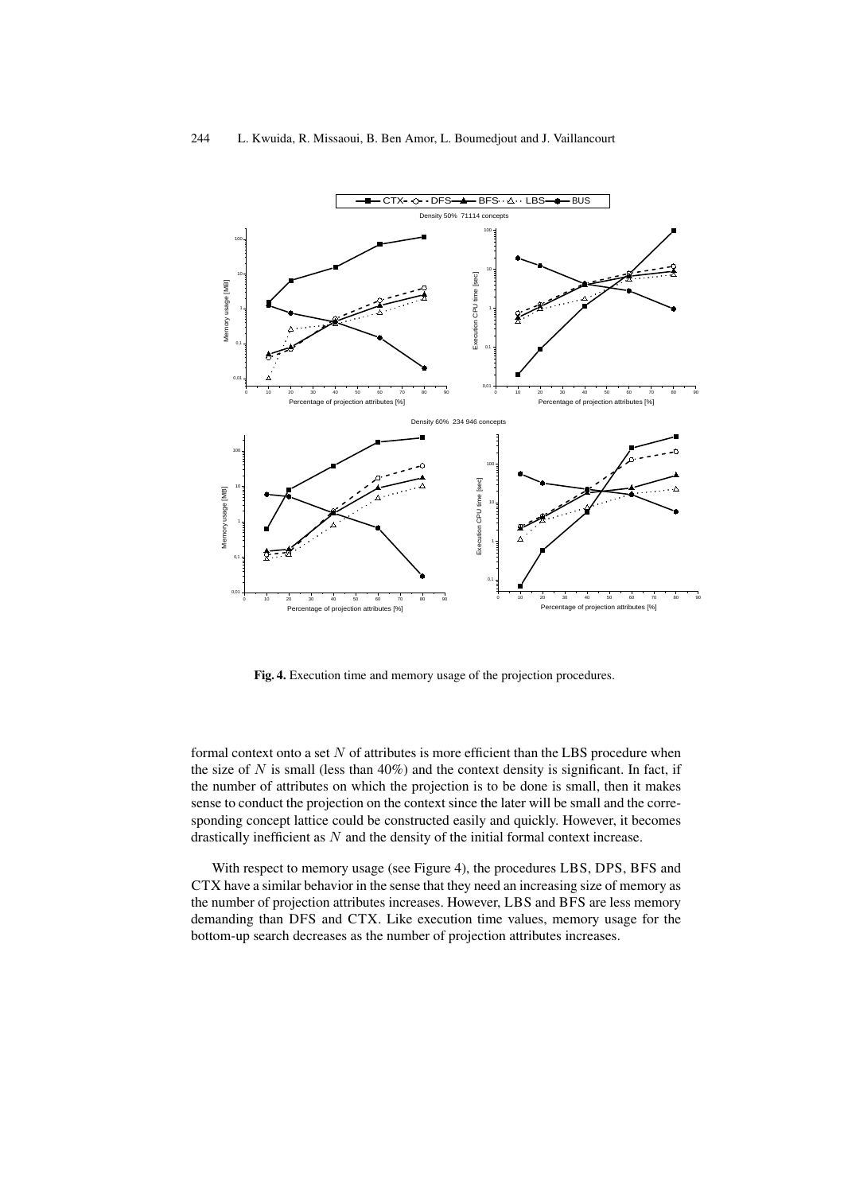**Fig. 4.** Execution time and memory usage of the projection procedures.

formal context onto a set $N$ of attributes is more efficient than the LBS procedure when the size of $N$ is small (less than 40%) and the context density is significant. In fact, if the number of attributes on which the projection is to be done is small, then it makes sense to conduct the projection on the context since the later will be small and the corresponding concept lattice could be constructed easily and quickly. However, it becomes drastically inefficient as $N$ and the density of the initial formal context increase.

With respect to memory usage (see Figure 4), the procedures LBS, DPS, BFS and CTX have a similar behavior in the sense that they need an increasing size of memory as the number of projection attributes increases. However, LBS and BFS are less memory demanding than DFS and CTX. Like execution time values, memory usage for the bottom-up search decreases as the number of projection attributes increases.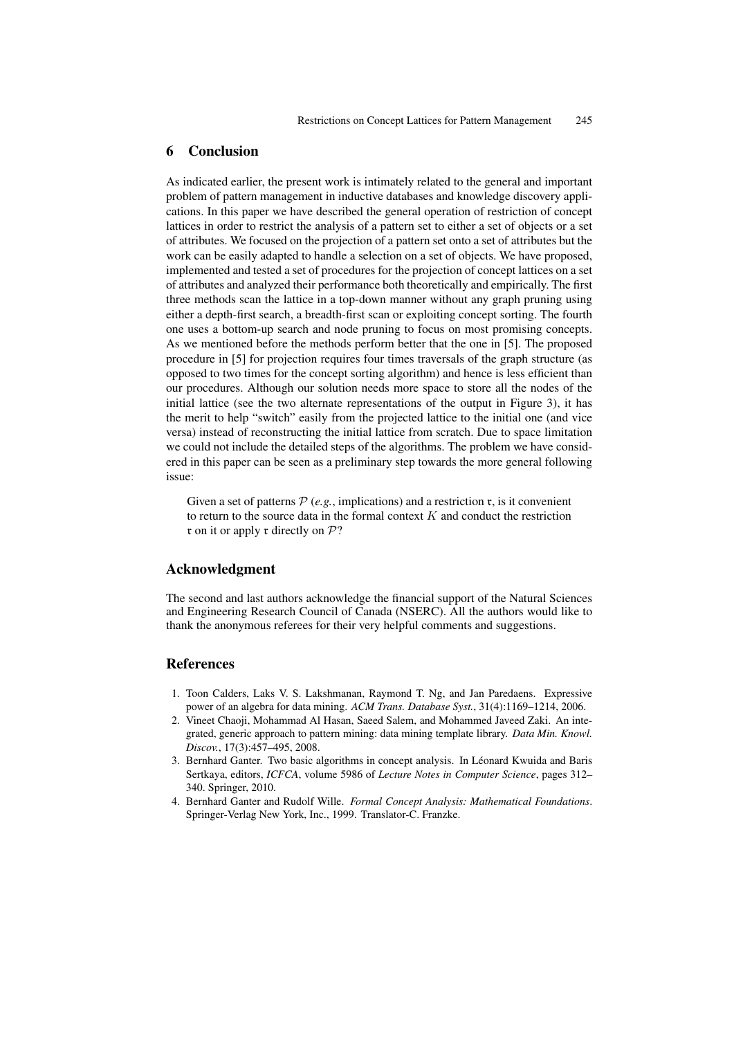## 6 Conclusion

As indicated earlier, the present work is intimately related to the general and important problem of pattern management in inductive databases and knowledge discovery applications. In this paper we have described the general operation of restriction of concept lattices in order to restrict the analysis of a pattern set to either a set of objects or a set of attributes. We focused on the projection of a pattern set onto a set of attributes but the work can be easily adapted to handle a selection on a set of objects. We have proposed, implemented and tested a set of procedures for the projection of concept lattices on a set of attributes and analyzed their performance both theoretically and empirically. The first three methods scan the lattice in a top-down manner without any graph pruning using either a depth-first search, a breadth-first scan or exploiting concept sorting. The fourth one uses a bottom-up search and node pruning to focus on most promising concepts. As we mentioned before the methods perform better that the one in [5]. The proposed procedure in [5] for projection requires four times traversals of the graph structure (as opposed to two times for the concept sorting algorithm) and hence is less efficient than our procedures. Although our solution needs more space to store all the nodes of the initial lattice (see the two alternate representations of the output in Figure 3), it has the merit to help "switch" easily from the projected lattice to the initial one (and vice versa) instead of reconstructing the initial lattice from scratch. Due to space limitation we could not include the detailed steps of the algorithms. The problem we have considered in this paper can be seen as a preliminary step towards the more general following issue:

> Given a set of patterns $\mathcal{P}$ (*e.g.*, implications) and a restriction $\mathfrak{r}$, is it convenient to return to the source data in the formal context $K$ and conduct the restriction $\mathfrak{r}$ on it or apply $\mathfrak{r}$ directly on $\mathcal{P}$?

## Acknowledgment

The second and last authors acknowledge the financial support of the Natural Sciences and Engineering Research Council of Canada (NSERC). All the authors would like to thank the anonymous referees for their very helpful comments and suggestions.

## References

1. Toon Calders, Laks V. S. Lakshmanan, Raymond T. Ng, and Jan Paredaens. Expressive power of an algebra for data mining. *ACM Trans. Database Syst.*, 31(4):1169–1214, 2006.
2. Vineet Chaoji, Mohammad Al Hasan, Saeed Salem, and Mohammed Javeed Zaki. An integrated, generic approach to pattern mining: data mining template library. *Data Min. Knowl. Discov.*, 17(3):457–495, 2008.
3. Bernhard Ganter. Two basic algorithms in concept analysis. In Léonard Kwuida and Baris Sertkaya, editors, *ICFCA*, volume 5986 of *Lecture Notes in Computer Science*, pages 312–340. Springer, 2010.
4. Bernhard Ganter and Rudolf Wille. *Formal Concept Analysis: Mathematical Foundations*. Springer-Verlag New York, Inc., 1999. Translator-C. Franzke.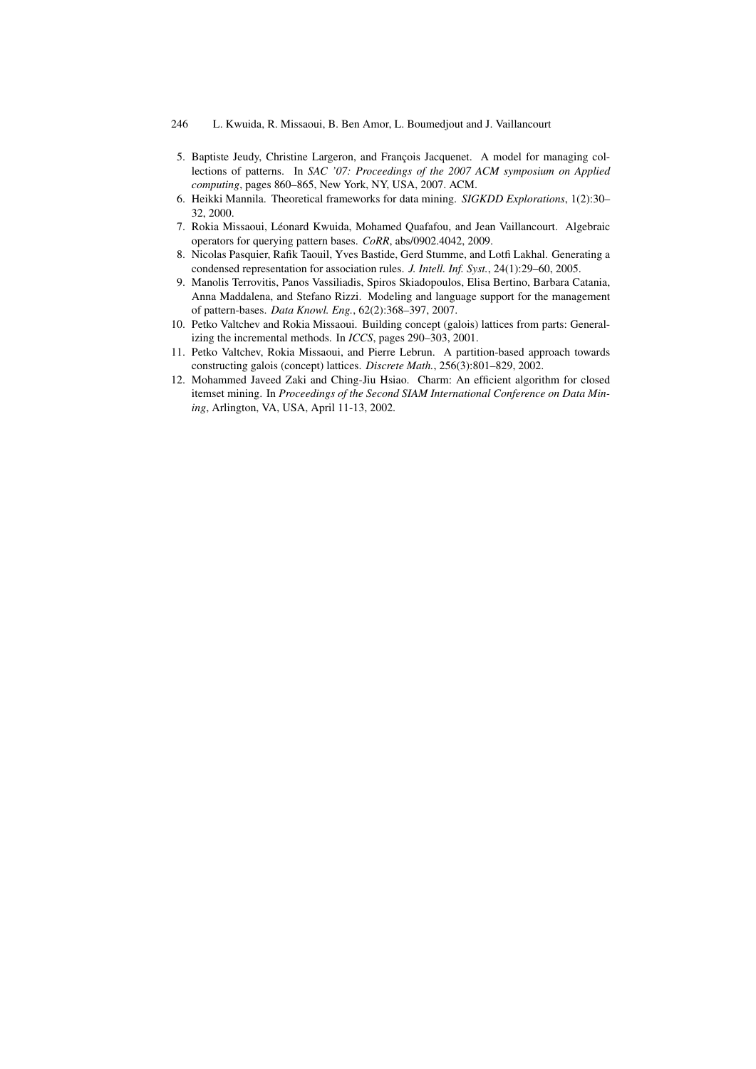5. Baptiste Jeudy, Christine Largeron, and François Jacquenet. A model for managing collections of patterns. In *SAC '07: Proceedings of the 2007 ACM symposium on Applied computing*, pages 860–865, New York, NY, USA, 2007. ACM.
6. Heikki Mannila. Theoretical frameworks for data mining. *SIGKDD Explorations*, 1(2):30–32, 2000.
7. Rokia Missaoui, Léonard Kwuida, Mohamed Quafafou, and Jean Vaillancourt. Algebraic operators for querying pattern bases. *CoRR*, abs/0902.4042, 2009.
8. Nicolas Pasquier, Rafik Taouil, Yves Bastide, Gerd Stumme, and Lotfi Lakhal. Generating a condensed representation for association rules. *J. Intell. Inf. Syst.*, 24(1):29–60, 2005.
9. Manolis Terrovitis, Panos Vassiliadis, Spiros Skiadopoulos, Elisa Bertino, Barbara Catania, Anna Maddalena, and Stefano Rizzi. Modeling and language support for the management of pattern-bases. *Data Knowl. Eng.*, 62(2):368–397, 2007.
10. Petko Valtchev and Rokia Missaoui. Building concept (galois) lattices from parts: Generalizing the incremental methods. In *ICCS*, pages 290–303, 2001.
11. Petko Valtchev, Rokia Missaoui, and Pierre Lebrun. A partition-based approach towards constructing galois (concept) lattices. *Discrete Math.*, 256(3):801–829, 2002.
12. Mohammed Javeed Zaki and Ching-Jiu Hsiao. Charm: An efficient algorithm for closed itemset mining. In *Proceedings of the Second SIAM International Conference on Data Mining*, Arlington, VA, USA, April 11-13, 2002.